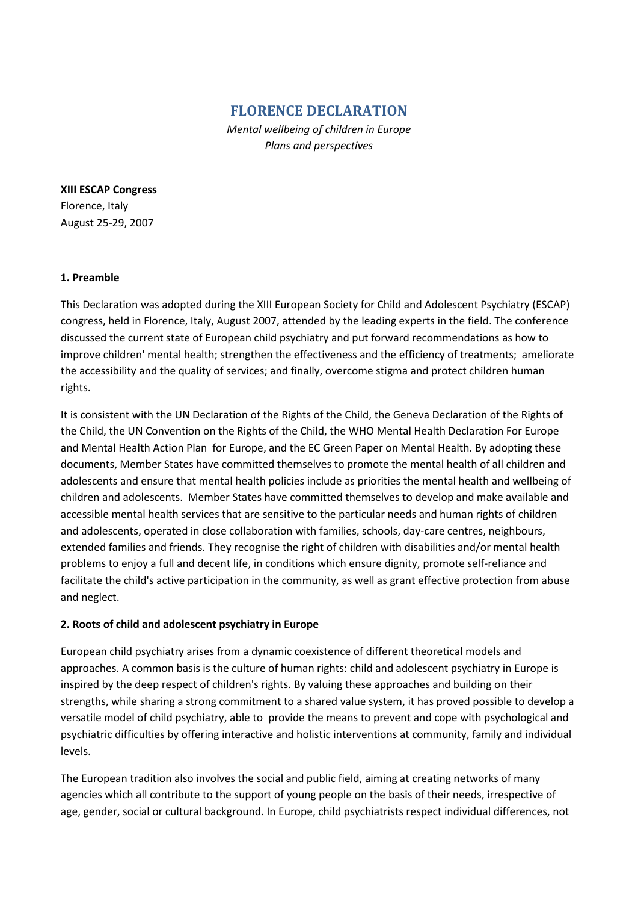# FLORENCE DECLARATION

*Mental wellbeing of children in Europe*
*Plans and perspectives*

**XIII ESCAP Congress**
Florence, Italy
August 25-29, 2007

## 1. Preamble

This Declaration was adopted during the XIII European Society for Child and Adolescent Psychiatry (ESCAP) congress, held in Florence, Italy, August 2007, attended by the leading experts in the field. The conference discussed the current state of European child psychiatry and put forward recommendations as how to improve children' mental health; strengthen the effectiveness and the efficiency of treatments; ameliorate the accessibility and the quality of services; and finally, overcome stigma and protect children human rights.

It is consistent with the UN Declaration of the Rights of the Child, the Geneva Declaration of the Rights of the Child, the UN Convention on the Rights of the Child, the WHO Mental Health Declaration For Europe and Mental Health Action Plan for Europe, and the EC Green Paper on Mental Health. By adopting these documents, Member States have committed themselves to promote the mental health of all children and adolescents and ensure that mental health policies include as priorities the mental health and wellbeing of children and adolescents. Member States have committed themselves to develop and make available and accessible mental health services that are sensitive to the particular needs and human rights of children and adolescents, operated in close collaboration with families, schools, day-care centres, neighbours, extended families and friends. They recognise the right of children with disabilities and/or mental health problems to enjoy a full and decent life, in conditions which ensure dignity, promote self-reliance and facilitate the child's active participation in the community, as well as grant effective protection from abuse and neglect.

## 2. Roots of child and adolescent psychiatry in Europe

European child psychiatry arises from a dynamic coexistence of different theoretical models and approaches. A common basis is the culture of human rights: child and adolescent psychiatry in Europe is inspired by the deep respect of children's rights. By valuing these approaches and building on their strengths, while sharing a strong commitment to a shared value system, it has proved possible to develop a versatile model of child psychiatry, able to provide the means to prevent and cope with psychological and psychiatric difficulties by offering interactive and holistic interventions at community, family and individual levels.

The European tradition also involves the social and public field, aiming at creating networks of many agencies which all contribute to the support of young people on the basis of their needs, irrespective of age, gender, social or cultural background. In Europe, child psychiatrists respect individual differences, not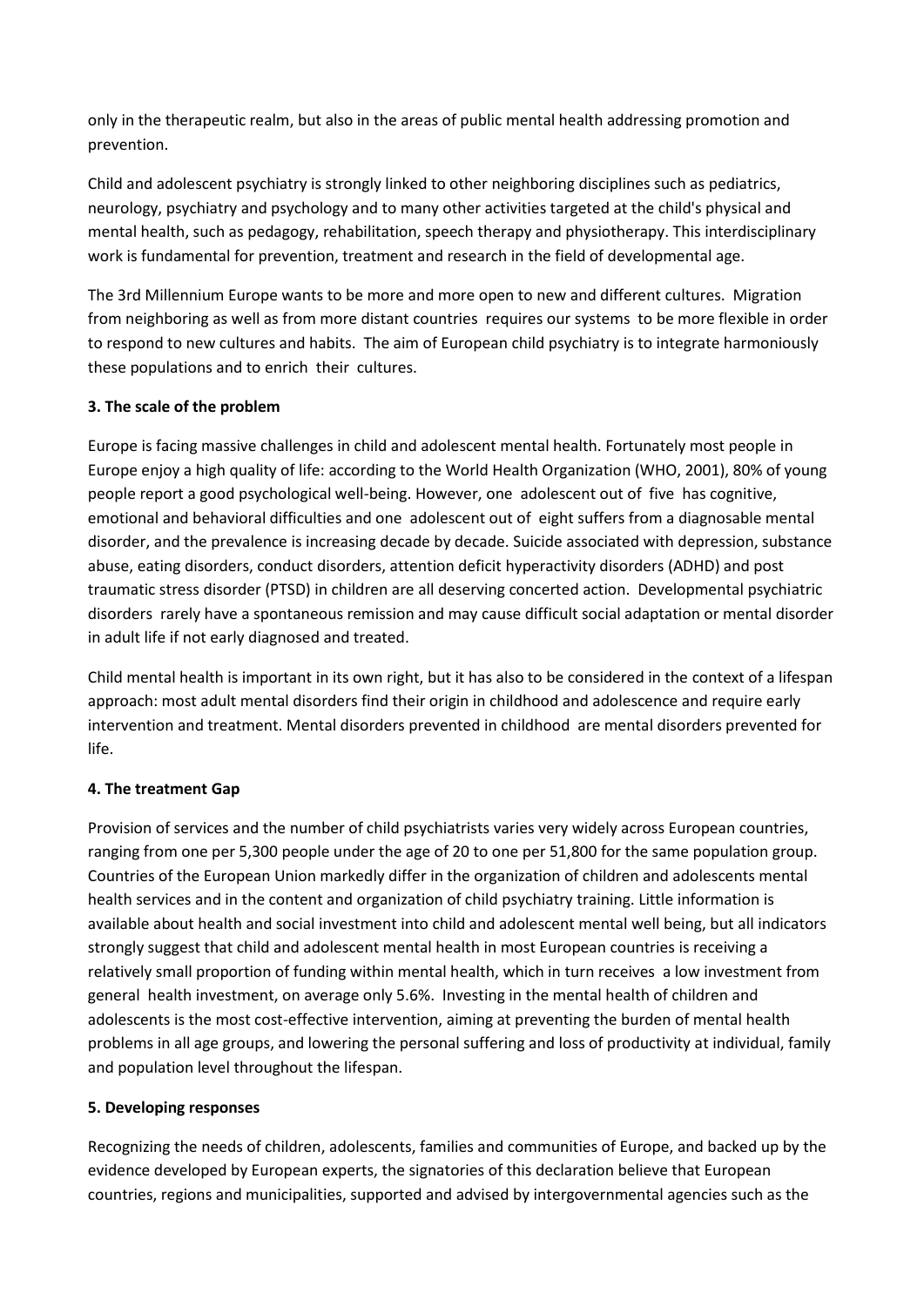only in the therapeutic realm, but also in the areas of public mental health addressing promotion and prevention.

Child and adolescent psychiatry is strongly linked to other neighboring disciplines such as pediatrics, neurology, psychiatry and psychology and to many other activities targeted at the child's physical and mental health, such as pedagogy, rehabilitation, speech therapy and physiotherapy. This interdisciplinary work is fundamental for prevention, treatment and research in the field of developmental age.

The 3rd Millennium Europe wants to be more and more open to new and different cultures. Migration from neighboring as well as from more distant countries requires our systems to be more flexible in order to respond to new cultures and habits. The aim of European child psychiatry is to integrate harmoniously these populations and to enrich their cultures.

**3. The scale of the problem**

Europe is facing massive challenges in child and adolescent mental health. Fortunately most people in Europe enjoy a high quality of life: according to the World Health Organization (WHO, 2001), 80% of young people report a good psychological well-being. However, one adolescent out of five has cognitive, emotional and behavioral difficulties and one adolescent out of eight suffers from a diagnosable mental disorder, and the prevalence is increasing decade by decade. Suicide associated with depression, substance abuse, eating disorders, conduct disorders, attention deficit hyperactivity disorders (ADHD) and post traumatic stress disorder (PTSD) in children are all deserving concerted action. Developmental psychiatric disorders rarely have a spontaneous remission and may cause difficult social adaptation or mental disorder in adult life if not early diagnosed and treated.

Child mental health is important in its own right, but it has also to be considered in the context of a lifespan approach: most adult mental disorders find their origin in childhood and adolescence and require early intervention and treatment. Mental disorders prevented in childhood are mental disorders prevented for life.

**4. The treatment Gap**

Provision of services and the number of child psychiatrists varies very widely across European countries, ranging from one per 5,300 people under the age of 20 to one per 51,800 for the same population group. Countries of the European Union markedly differ in the organization of children and adolescents mental health services and in the content and organization of child psychiatry training. Little information is available about health and social investment into child and adolescent mental well being, but all indicators strongly suggest that child and adolescent mental health in most European countries is receiving a relatively small proportion of funding within mental health, which in turn receives a low investment from general health investment, on average only 5.6%. Investing in the mental health of children and adolescents is the most cost-effective intervention, aiming at preventing the burden of mental health problems in all age groups, and lowering the personal suffering and loss of productivity at individual, family and population level throughout the lifespan.

**5. Developing responses**

Recognizing the needs of children, adolescents, families and communities of Europe, and backed up by the evidence developed by European experts, the signatories of this declaration believe that European countries, regions and municipalities, supported and advised by intergovernmental agencies such as the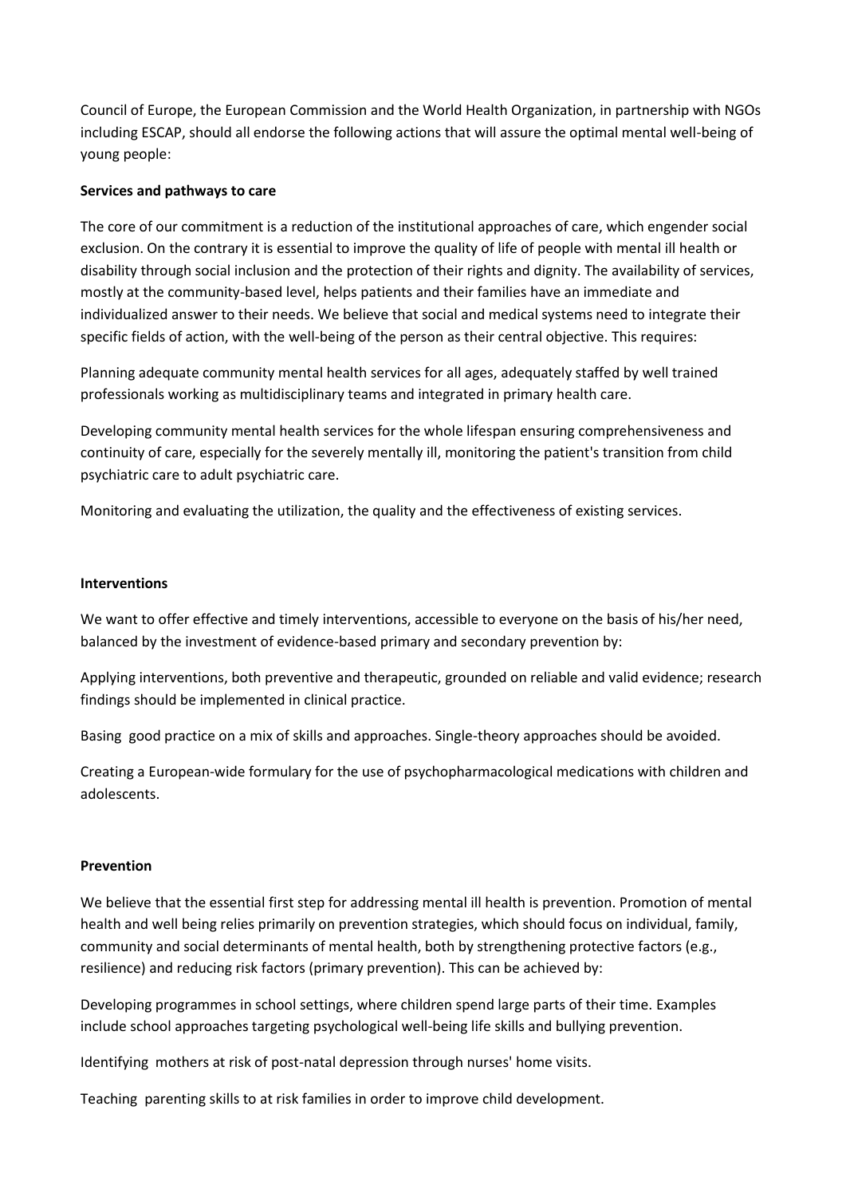Council of Europe, the European Commission and the World Health Organization, in partnership with NGOs including ESCAP, should all endorse the following actions that will assure the optimal mental well-being of young people:

**Services and pathways to care**

The core of our commitment is a reduction of the institutional approaches of care, which engender social exclusion. On the contrary it is essential to improve the quality of life of people with mental ill health or disability through social inclusion and the protection of their rights and dignity. The availability of services, mostly at the community-based level, helps patients and their families have an immediate and individualized answer to their needs. We believe that social and medical systems need to integrate their specific fields of action, with the well-being of the person as their central objective. This requires:

Planning adequate community mental health services for all ages, adequately staffed by well trained professionals working as multidisciplinary teams and integrated in primary health care.

Developing community mental health services for the whole lifespan ensuring comprehensiveness and continuity of care, especially for the severely mentally ill, monitoring the patient's transition from child psychiatric care to adult psychiatric care.

Monitoring and evaluating the utilization, the quality and the effectiveness of existing services.

**Interventions**

We want to offer effective and timely interventions, accessible to everyone on the basis of his/her need, balanced by the investment of evidence-based primary and secondary prevention by:

Applying interventions, both preventive and therapeutic, grounded on reliable and valid evidence; research findings should be implemented in clinical practice.

Basing good practice on a mix of skills and approaches. Single-theory approaches should be avoided.

Creating a European-wide formulary for the use of psychopharmacological medications with children and adolescents.

**Prevention**

We believe that the essential first step for addressing mental ill health is prevention. Promotion of mental health and well being relies primarily on prevention strategies, which should focus on individual, family, community and social determinants of mental health, both by strengthening protective factors (e.g., resilience) and reducing risk factors (primary prevention). This can be achieved by:

Developing programmes in school settings, where children spend large parts of their time. Examples include school approaches targeting psychological well-being life skills and bullying prevention.

Identifying mothers at risk of post-natal depression through nurses' home visits.

Teaching parenting skills to at risk families in order to improve child development.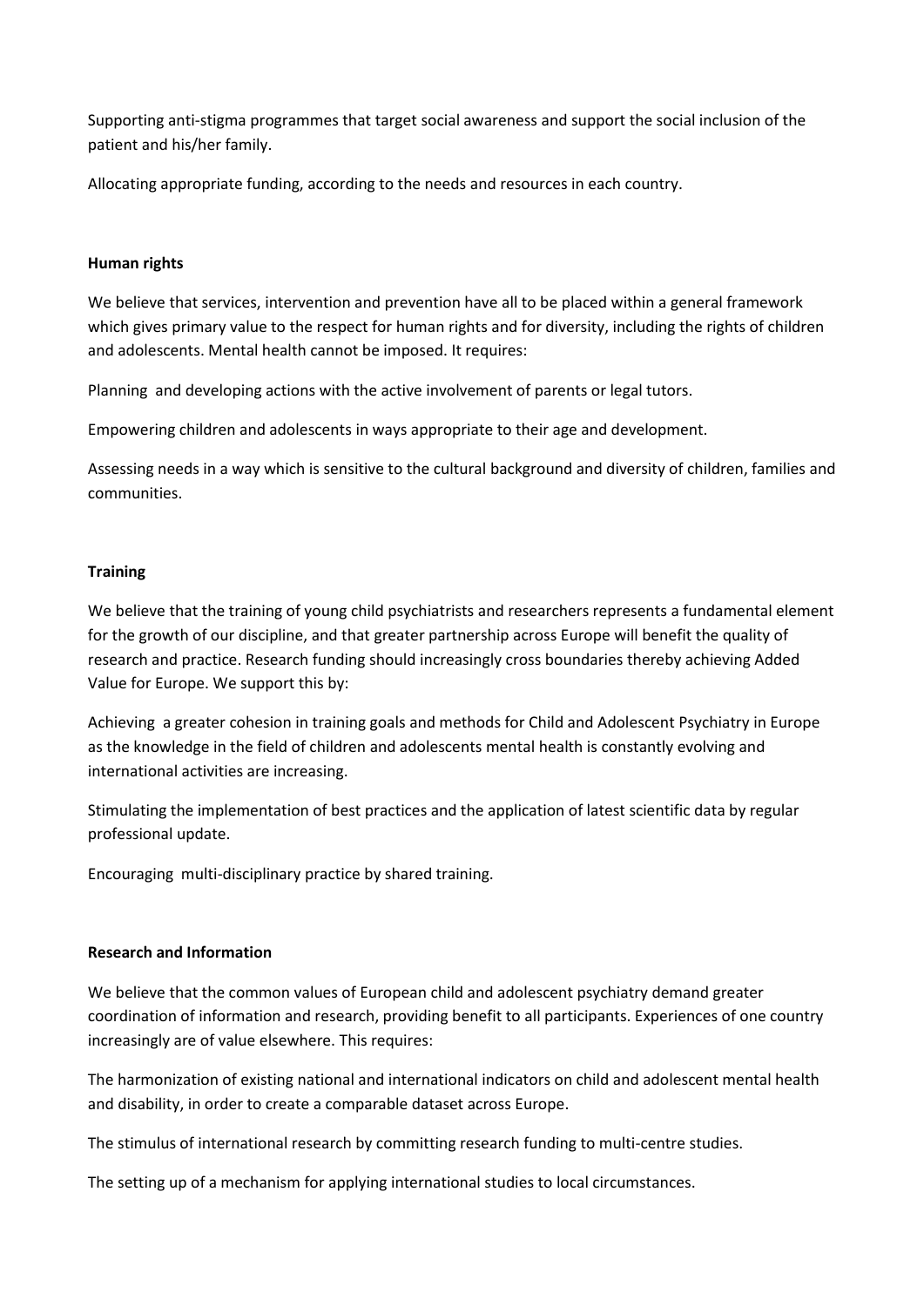Supporting anti-stigma programmes that target social awareness and support the social inclusion of the patient and his/her family.

Allocating appropriate funding, according to the needs and resources in each country.

**Human rights**

We believe that services, intervention and prevention have all to be placed within a general framework which gives primary value to the respect for human rights and for diversity, including the rights of children and adolescents. Mental health cannot be imposed. It requires:

Planning and developing actions with the active involvement of parents or legal tutors.

Empowering children and adolescents in ways appropriate to their age and development.

Assessing needs in a way which is sensitive to the cultural background and diversity of children, families and communities.

**Training**

We believe that the training of young child psychiatrists and researchers represents a fundamental element for the growth of our discipline, and that greater partnership across Europe will benefit the quality of research and practice. Research funding should increasingly cross boundaries thereby achieving Added Value for Europe. We support this by:

Achieving a greater cohesion in training goals and methods for Child and Adolescent Psychiatry in Europe as the knowledge in the field of children and adolescents mental health is constantly evolving and international activities are increasing.

Stimulating the implementation of best practices and the application of latest scientific data by regular professional update.

Encouraging multi-disciplinary practice by shared training.

**Research and Information**

We believe that the common values of European child and adolescent psychiatry demand greater coordination of information and research, providing benefit to all participants. Experiences of one country increasingly are of value elsewhere. This requires:

The harmonization of existing national and international indicators on child and adolescent mental health and disability, in order to create a comparable dataset across Europe.

The stimulus of international research by committing research funding to multi-centre studies.

The setting up of a mechanism for applying international studies to local circumstances.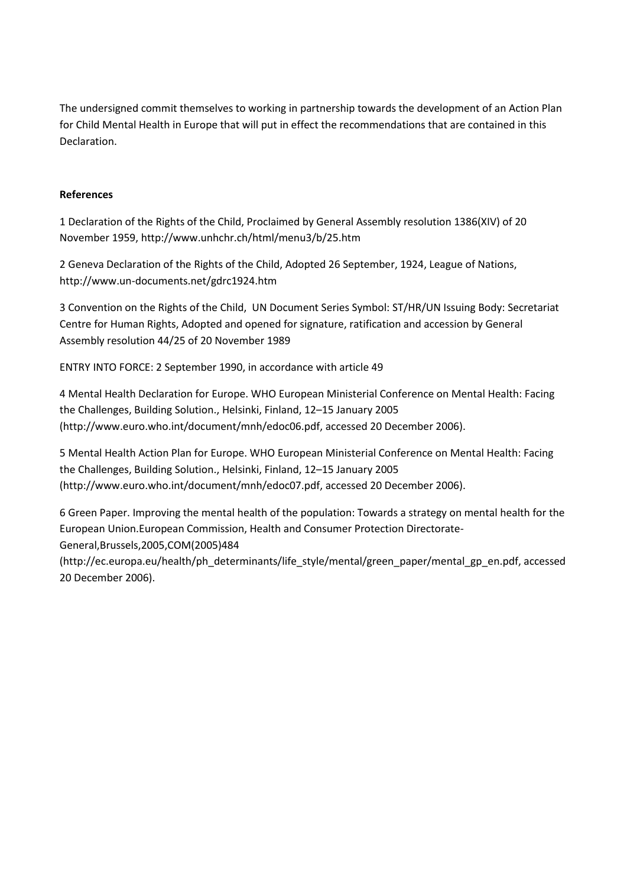The undersigned commit themselves to working in partnership towards the development of an Action Plan for Child Mental Health in Europe that will put in effect the recommendations that are contained in this Declaration.

**References**

1 Declaration of the Rights of the Child, Proclaimed by General Assembly resolution 1386(XIV) of 20 November 1959, http://www.unhchr.ch/html/menu3/b/25.htm

2 Geneva Declaration of the Rights of the Child, Adopted 26 September, 1924, League of Nations, http://www.un-documents.net/gdrc1924.htm

3 Convention on the Rights of the Child, UN Document Series Symbol: ST/HR/UN Issuing Body: Secretariat Centre for Human Rights, Adopted and opened for signature, ratification and accession by General Assembly resolution 44/25 of 20 November 1989

ENTRY INTO FORCE: 2 September 1990, in accordance with article 49

4 Mental Health Declaration for Europe. WHO European Ministerial Conference on Mental Health: Facing the Challenges, Building Solution., Helsinki, Finland, 12–15 January 2005 (http://www.euro.who.int/document/mnh/edoc06.pdf, accessed 20 December 2006).

5 Mental Health Action Plan for Europe. WHO European Ministerial Conference on Mental Health: Facing the Challenges, Building Solution., Helsinki, Finland, 12–15 January 2005 (http://www.euro.who.int/document/mnh/edoc07.pdf, accessed 20 December 2006).

6 Green Paper. Improving the mental health of the population: Towards a strategy on mental health for the European Union.European Commission, Health and Consumer Protection Directorate-General,Brussels,2005,COM(2005)484 (http://ec.europa.eu/health/ph_determinants/life_style/mental/green_paper/mental_gp_en.pdf, accessed 20 December 2006).